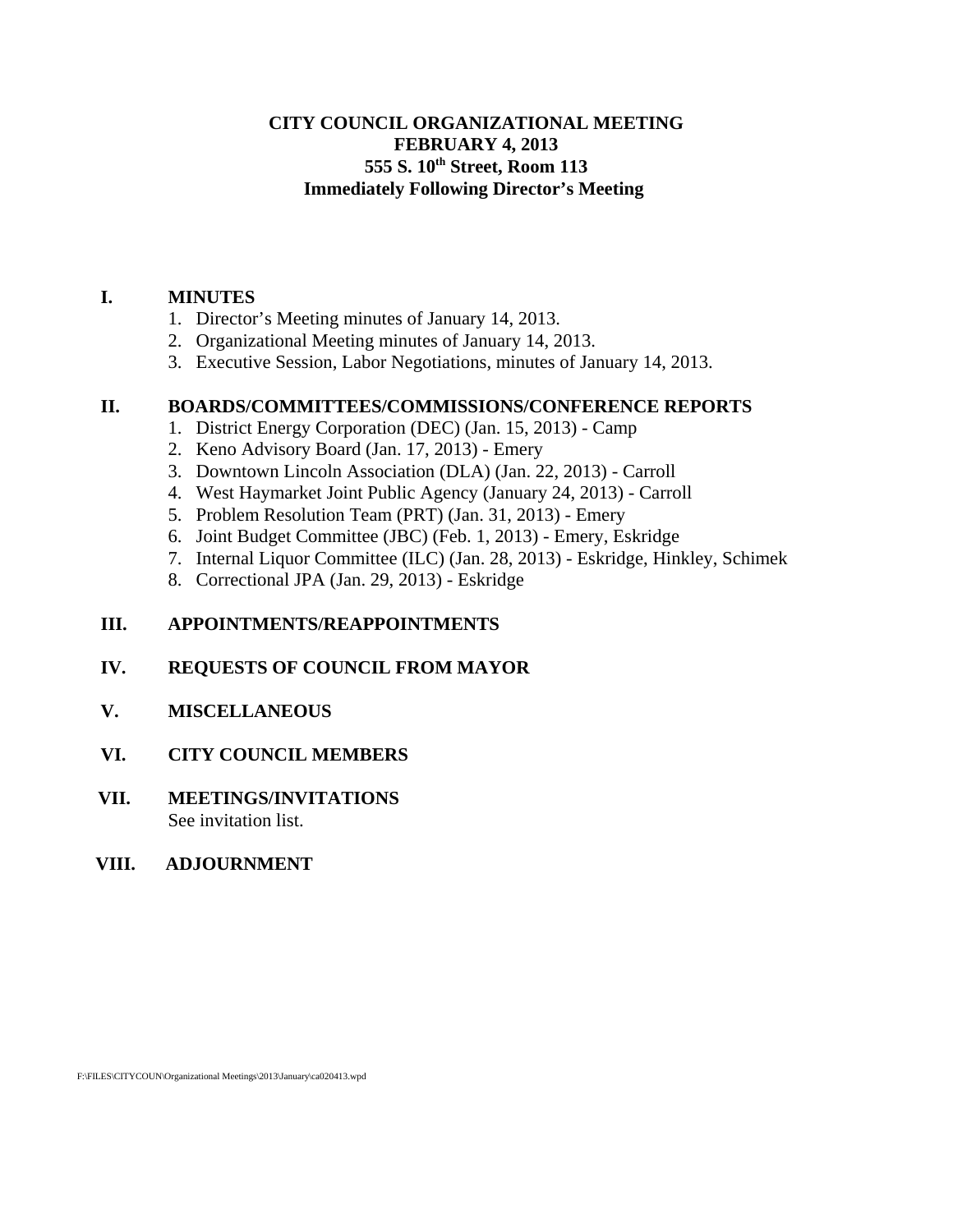# CITY COUNCIL ORGANIZATIONAL MEETING
## FEBRUARY 4, 2013
## 555 S. 10th Street, Room 113
## Immediately Following Director's Meeting

**I. MINUTES**

1. Director's Meeting minutes of January 14, 2013.
2. Organizational Meeting minutes of January 14, 2013.
3. Executive Session, Labor Negotiations, minutes of January 14, 2013.

**II. BOARDS/COMMITTEES/COMMISSIONS/CONFERENCE REPORTS**

1. District Energy Corporation (DEC) (Jan. 15, 2013) - Camp
2. Keno Advisory Board (Jan. 17, 2013) - Emery
3. Downtown Lincoln Association (DLA) (Jan. 22, 2013) - Carroll
4. West Haymarket Joint Public Agency (January 24, 2013) - Carroll
5. Problem Resolution Team (PRT) (Jan. 31, 2013) - Emery
6. Joint Budget Committee (JBC) (Feb. 1, 2013) - Emery, Eskridge
7. Internal Liquor Committee (ILC) (Jan. 28, 2013) - Eskridge, Hinkley, Schimek
8. Correctional JPA (Jan. 29, 2013) - Eskridge

**III. APPOINTMENTS/REAPPOINTMENTS**

**IV. REQUESTS OF COUNCIL FROM MAYOR**

**V. MISCELLANEOUS**

**VI. CITY COUNCIL MEMBERS**

**VII. MEETINGS/INVITATIONS**

See invitation list.

**VIII. ADJOURNMENT**

F:\FILES\CITYCOUN\Organizational Meetings\2013\January\ca020413.wpd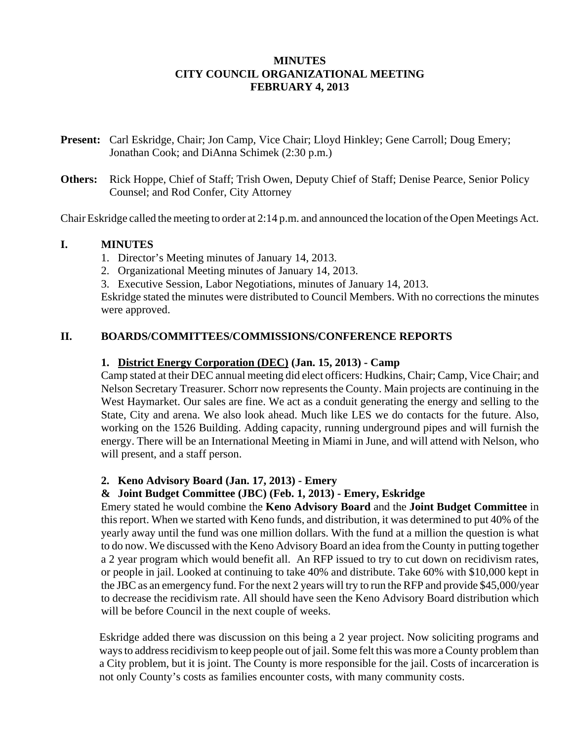**MINUTES**
**CITY COUNCIL ORGANIZATIONAL MEETING**
**FEBRUARY 4, 2013**

**Present:** Carl Eskridge, Chair; Jon Camp, Vice Chair; Lloyd Hinkley; Gene Carroll; Doug Emery; Jonathan Cook; and DiAnna Schimek (2:30 p.m.)

**Others:** Rick Hoppe, Chief of Staff; Trish Owen, Deputy Chief of Staff; Denise Pearce, Senior Policy Counsel; and Rod Confer, City Attorney

Chair Eskridge called the meeting to order at 2:14 p.m. and announced the location of the Open Meetings Act.

## I. MINUTES

1. Director's Meeting minutes of January 14, 2013.
2. Organizational Meeting minutes of January 14, 2013.
3. Executive Session, Labor Negotiations, minutes of January 14, 2013.

Eskridge stated the minutes were distributed to Council Members. With no corrections the minutes were approved.

## II. BOARDS/COMMITTEES/COMMISSIONS/CONFERENCE REPORTS

### 1. District Energy Corporation (DEC) (Jan. 15, 2013) - Camp

Camp stated at their DEC annual meeting did elect officers: Hudkins, Chair; Camp, Vice Chair; and Nelson Secretary Treasurer. Schorr now represents the County. Main projects are continuing in the West Haymarket. Our sales are fine. We act as a conduit generating the energy and selling to the State, City and arena. We also look ahead. Much like LES we do contacts for the future. Also, working on the 1526 Building. Adding capacity, running underground pipes and will furnish the energy. There will be an International Meeting in Miami in June, and will attend with Nelson, who will present, and a staff person.

### 2. Keno Advisory Board (Jan. 17, 2013) - Emery
### & Joint Budget Committee (JBC) (Feb. 1, 2013) - Emery, Eskridge

Emery stated he would combine the **Keno Advisory Board** and the **Joint Budget Committee** in this report. When we started with Keno funds, and distribution, it was determined to put 40% of the yearly away until the fund was one million dollars. With the fund at a million the question is what to do now. We discussed with the Keno Advisory Board an idea from the County in putting together a 2 year program which would benefit all. An RFP issued to try to cut down on recidivism rates, or people in jail. Looked at continuing to take 40% and distribute. Take 60% with $10,000 kept in the JBC as an emergency fund. For the next 2 years will try to run the RFP and provide $45,000/year to decrease the recidivism rate. All should have seen the Keno Advisory Board distribution which will be before Council in the next couple of weeks.

Eskridge added there was discussion on this being a 2 year project. Now soliciting programs and ways to address recidivism to keep people out of jail. Some felt this was more a County problem than a City problem, but it is joint. The County is more responsible for the jail. Costs of incarceration is not only County's costs as families encounter costs, with many community costs.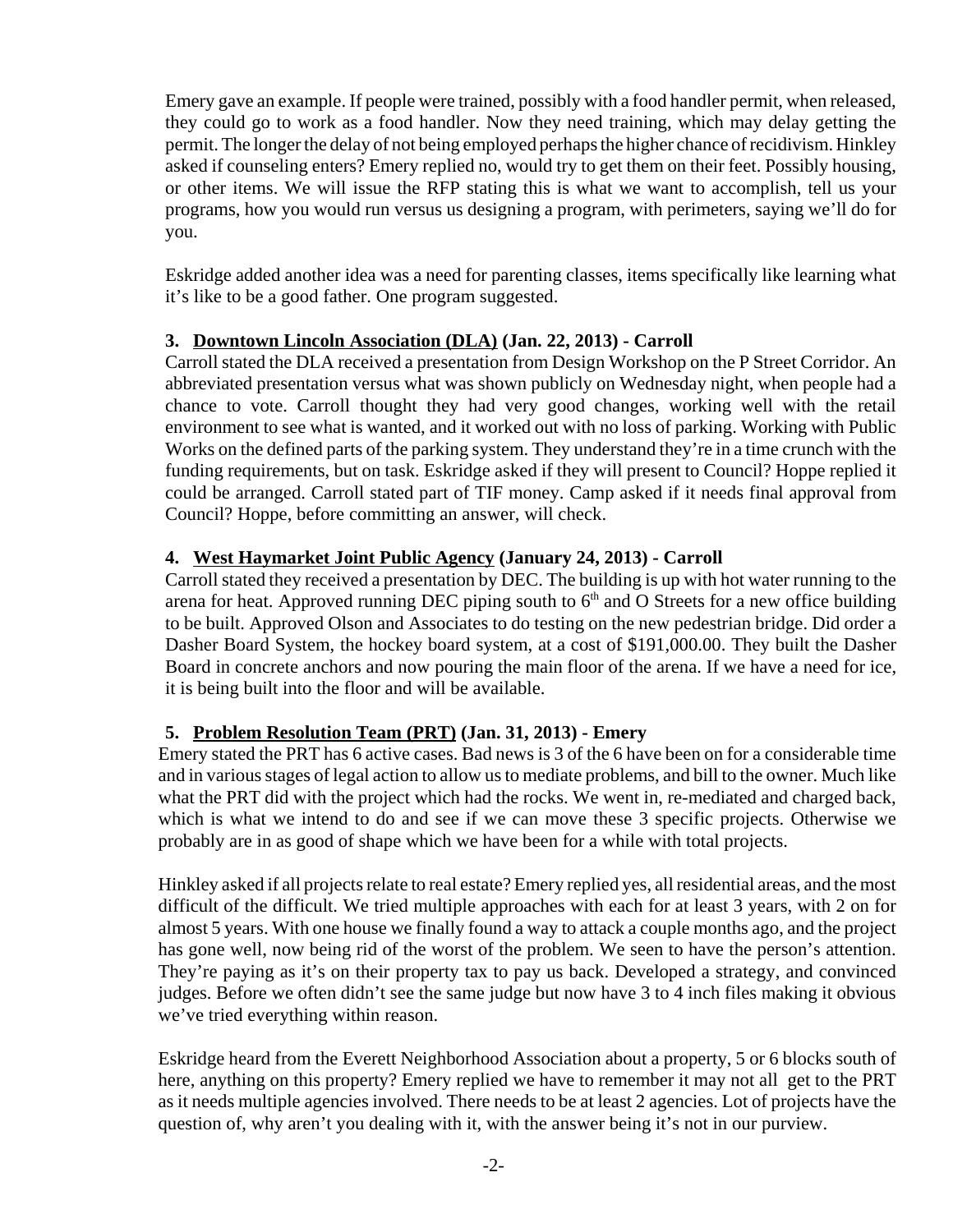Emery gave an example. If people were trained, possibly with a food handler permit, when released, they could go to work as a food handler. Now they need training, which may delay getting the permit. The longer the delay of not being employed perhaps the higher chance of recidivism. Hinkley asked if counseling enters? Emery replied no, would try to get them on their feet. Possibly housing, or other items. We will issue the RFP stating this is what we want to accomplish, tell us your programs, how you would run versus us designing a program, with perimeters, saying we'll do for you.

Eskridge added another idea was a need for parenting classes, items specifically like learning what it's like to be a good father. One program suggested.

**3. Downtown Lincoln Association (DLA) (Jan. 22, 2013) - Carroll**

Carroll stated the DLA received a presentation from Design Workshop on the P Street Corridor. An abbreviated presentation versus what was shown publicly on Wednesday night, when people had a chance to vote. Carroll thought they had very good changes, working well with the retail environment to see what is wanted, and it worked out with no loss of parking. Working with Public Works on the defined parts of the parking system. They understand they're in a time crunch with the funding requirements, but on task. Eskridge asked if they will present to Council? Hoppe replied it could be arranged. Carroll stated part of TIF money. Camp asked if it needs final approval from Council? Hoppe, before committing an answer, will check.

**4. West Haymarket Joint Public Agency (January 24, 2013) - Carroll**

Carroll stated they received a presentation by DEC. The building is up with hot water running to the arena for heat. Approved running DEC piping south to 6th and O Streets for a new office building to be built. Approved Olson and Associates to do testing on the new pedestrian bridge. Did order a Dasher Board System, the hockey board system, at a cost of $191,000.00. They built the Dasher Board in concrete anchors and now pouring the main floor of the arena. If we have a need for ice, it is being built into the floor and will be available.

**5. Problem Resolution Team (PRT) (Jan. 31, 2013) - Emery**

Emery stated the PRT has 6 active cases. Bad news is 3 of the 6 have been on for a considerable time and in various stages of legal action to allow us to mediate problems, and bill to the owner. Much like what the PRT did with the project which had the rocks. We went in, re-mediated and charged back, which is what we intend to do and see if we can move these 3 specific projects. Otherwise we probably are in as good of shape which we have been for a while with total projects.

Hinkley asked if all projects relate to real estate? Emery replied yes, all residential areas, and the most difficult of the difficult. We tried multiple approaches with each for at least 3 years, with 2 on for almost 5 years. With one house we finally found a way to attack a couple months ago, and the project has gone well, now being rid of the worst of the problem. We seen to have the person's attention. They're paying as it's on their property tax to pay us back. Developed a strategy, and convinced judges. Before we often didn't see the same judge but now have 3 to 4 inch files making it obvious we've tried everything within reason.

Eskridge heard from the Everett Neighborhood Association about a property, 5 or 6 blocks south of here, anything on this property? Emery replied we have to remember it may not all get to the PRT as it needs multiple agencies involved. There needs to be at least 2 agencies. Lot of projects have the question of, why aren't you dealing with it, with the answer being it's not in our purview.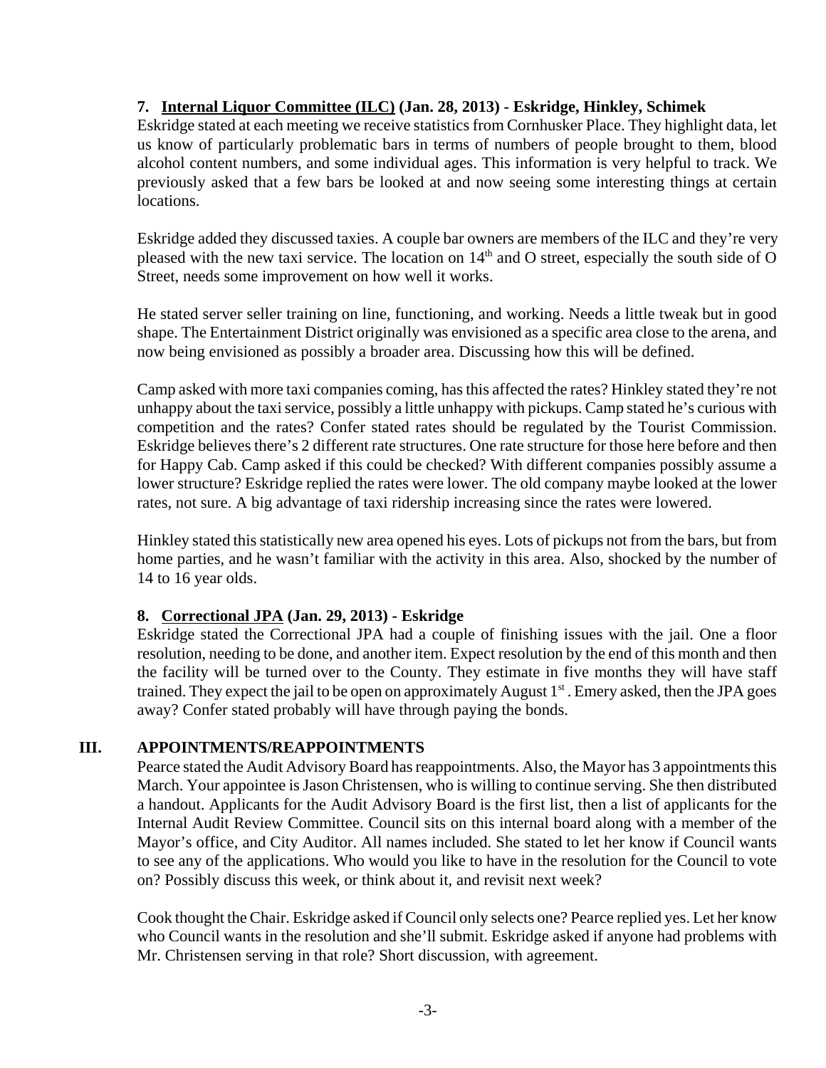### 7. Internal Liquor Committee (ILC) (Jan. 28, 2013) - Eskridge, Hinkley, Schimek

Eskridge stated at each meeting we receive statistics from Cornhusker Place. They highlight data, let us know of particularly problematic bars in terms of numbers of people brought to them, blood alcohol content numbers, and some individual ages. This information is very helpful to track. We previously asked that a few bars be looked at and now seeing some interesting things at certain locations.

Eskridge added they discussed taxies. A couple bar owners are members of the ILC and they're very pleased with the new taxi service. The location on 14th and O street, especially the south side of O Street, needs some improvement on how well it works.

He stated server seller training on line, functioning, and working. Needs a little tweak but in good shape. The Entertainment District originally was envisioned as a specific area close to the arena, and now being envisioned as possibly a broader area. Discussing how this will be defined.

Camp asked with more taxi companies coming, has this affected the rates? Hinkley stated they're not unhappy about the taxi service, possibly a little unhappy with pickups. Camp stated he's curious with competition and the rates? Confer stated rates should be regulated by the Tourist Commission. Eskridge believes there's 2 different rate structures. One rate structure for those here before and then for Happy Cab. Camp asked if this could be checked? With different companies possibly assume a lower structure? Eskridge replied the rates were lower. The old company maybe looked at the lower rates, not sure. A big advantage of taxi ridership increasing since the rates were lowered.

Hinkley stated this statistically new area opened his eyes. Lots of pickups not from the bars, but from home parties, and he wasn't familiar with the activity in this area. Also, shocked by the number of 14 to 16 year olds.

### 8. Correctional JPA (Jan. 29, 2013) - Eskridge

Eskridge stated the Correctional JPA had a couple of finishing issues with the jail. One a floor resolution, needing to be done, and another item. Expect resolution by the end of this month and then the facility will be turned over to the County. They estimate in five months they will have staff trained. They expect the jail to be open on approximately August 1st. Emery asked, then the JPA goes away? Confer stated probably will have through paying the bonds.

## III. APPOINTMENTS/REAPPOINTMENTS

Pearce stated the Audit Advisory Board has reappointments. Also, the Mayor has 3 appointments this March. Your appointee is Jason Christensen, who is willing to continue serving. She then distributed a handout. Applicants for the Audit Advisory Board is the first list, then a list of applicants for the Internal Audit Review Committee. Council sits on this internal board along with a member of the Mayor's office, and City Auditor. All names included. She stated to let her know if Council wants to see any of the applications. Who would you like to have in the resolution for the Council to vote on? Possibly discuss this week, or think about it, and revisit next week?

Cook thought the Chair. Eskridge asked if Council only selects one? Pearce replied yes. Let her know who Council wants in the resolution and she'll submit. Eskridge asked if anyone had problems with Mr. Christensen serving in that role? Short discussion, with agreement.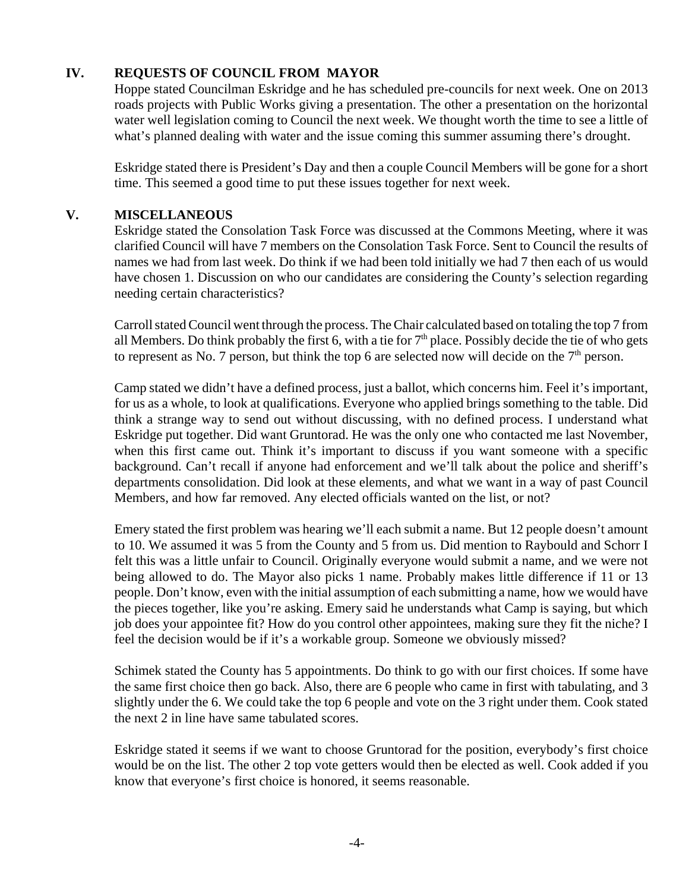## IV. REQUESTS OF COUNCIL FROM MAYOR

Hoppe stated Councilman Eskridge and he has scheduled pre-councils for next week. One on 2013 roads projects with Public Works giving a presentation. The other a presentation on the horizontal water well legislation coming to Council the next week. We thought worth the time to see a little of what's planned dealing with water and the issue coming this summer assuming there's drought.

Eskridge stated there is President's Day and then a couple Council Members will be gone for a short time. This seemed a good time to put these issues together for next week.

## V. MISCELLANEOUS

Eskridge stated the Consolation Task Force was discussed at the Commons Meeting, where it was clarified Council will have 7 members on the Consolation Task Force. Sent to Council the results of names we had from last week. Do think if we had been told initially we had 7 then each of us would have chosen 1. Discussion on who our candidates are considering the County's selection regarding needing certain characteristics?

Carroll stated Council went through the process. The Chair calculated based on totaling the top 7 from all Members. Do think probably the first 6, with a tie for 7th place. Possibly decide the tie of who gets to represent as No. 7 person, but think the top 6 are selected now will decide on the 7th person.

Camp stated we didn't have a defined process, just a ballot, which concerns him. Feel it's important, for us as a whole, to look at qualifications. Everyone who applied brings something to the table. Did think a strange way to send out without discussing, with no defined process. I understand what Eskridge put together. Did want Gruntorad. He was the only one who contacted me last November, when this first came out. Think it's important to discuss if you want someone with a specific background. Can't recall if anyone had enforcement and we'll talk about the police and sheriff's departments consolidation. Did look at these elements, and what we want in a way of past Council Members, and how far removed. Any elected officials wanted on the list, or not?

Emery stated the first problem was hearing we'll each submit a name. But 12 people doesn't amount to 10. We assumed it was 5 from the County and 5 from us. Did mention to Raybould and Schorr I felt this was a little unfair to Council. Originally everyone would submit a name, and we were not being allowed to do. The Mayor also picks 1 name. Probably makes little difference if 11 or 13 people. Don't know, even with the initial assumption of each submitting a name, how we would have the pieces together, like you're asking. Emery said he understands what Camp is saying, but which job does your appointee fit? How do you control other appointees, making sure they fit the niche? I feel the decision would be if it's a workable group. Someone we obviously missed?

Schimek stated the County has 5 appointments. Do think to go with our first choices. If some have the same first choice then go back. Also, there are 6 people who came in first with tabulating, and 3 slightly under the 6. We could take the top 6 people and vote on the 3 right under them. Cook stated the next 2 in line have same tabulated scores.

Eskridge stated it seems if we want to choose Gruntorad for the position, everybody's first choice would be on the list. The other 2 top vote getters would then be elected as well. Cook added if you know that everyone's first choice is honored, it seems reasonable.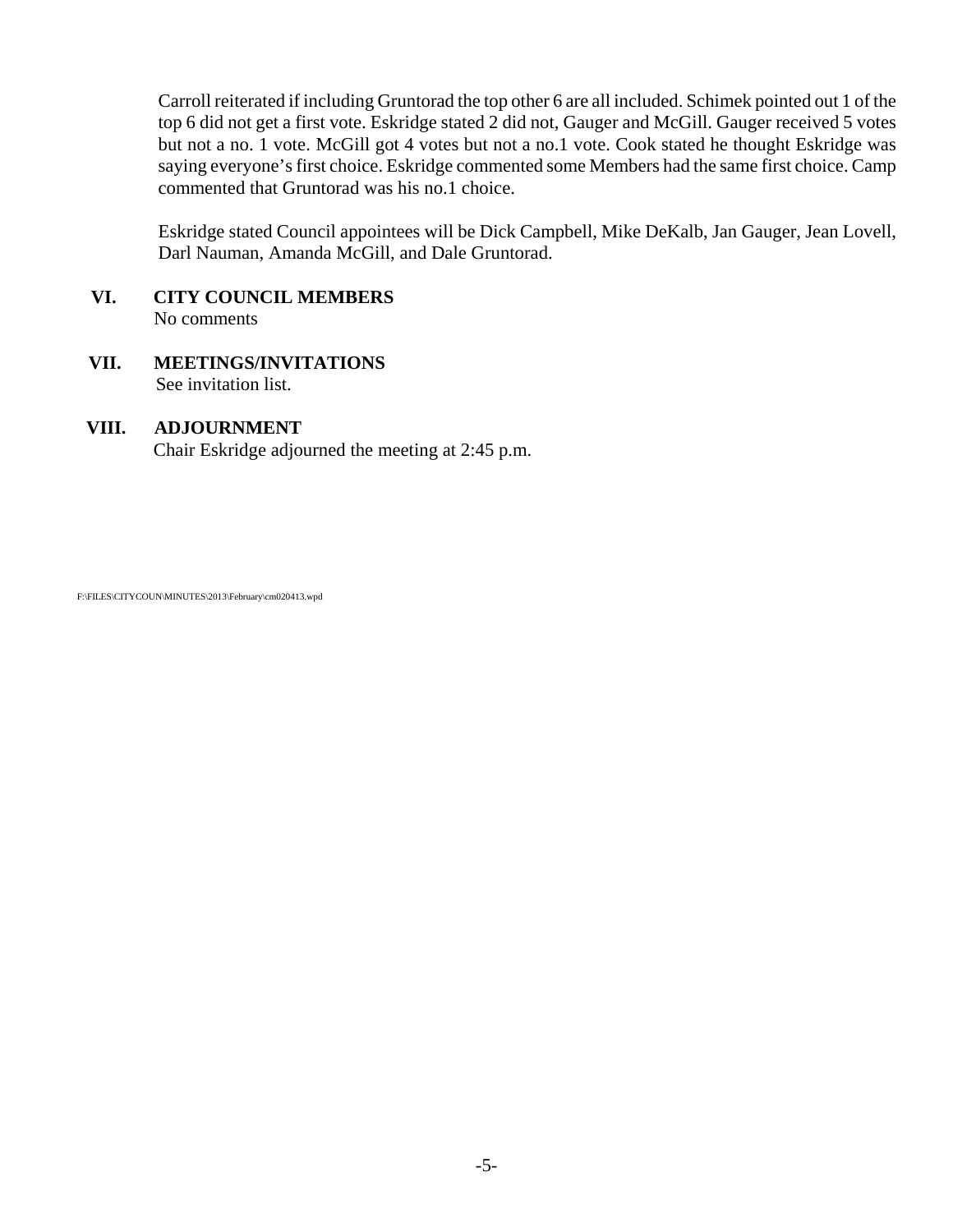Carroll reiterated if including Gruntorad the top other 6 are all included. Schimek pointed out 1 of the top 6 did not get a first vote. Eskridge stated 2 did not, Gauger and McGill. Gauger received 5 votes but not a no. 1 vote. McGill got 4 votes but not a no.1 vote. Cook stated he thought Eskridge was saying everyone's first choice. Eskridge commented some Members had the same first choice. Camp commented that Gruntorad was his no.1 choice.

Eskridge stated Council appointees will be Dick Campbell, Mike DeKalb, Jan Gauger, Jean Lovell, Darl Nauman, Amanda McGill, and Dale Gruntorad.

## VI. CITY COUNCIL MEMBERS

No comments

## VII. MEETINGS/INVITATIONS

See invitation list.

## VIII. ADJOURNMENT

Chair Eskridge adjourned the meeting at 2:45 p.m.

F:\FILES\CITYCOUN\MINUTES\2013\February\cm020413.wpd